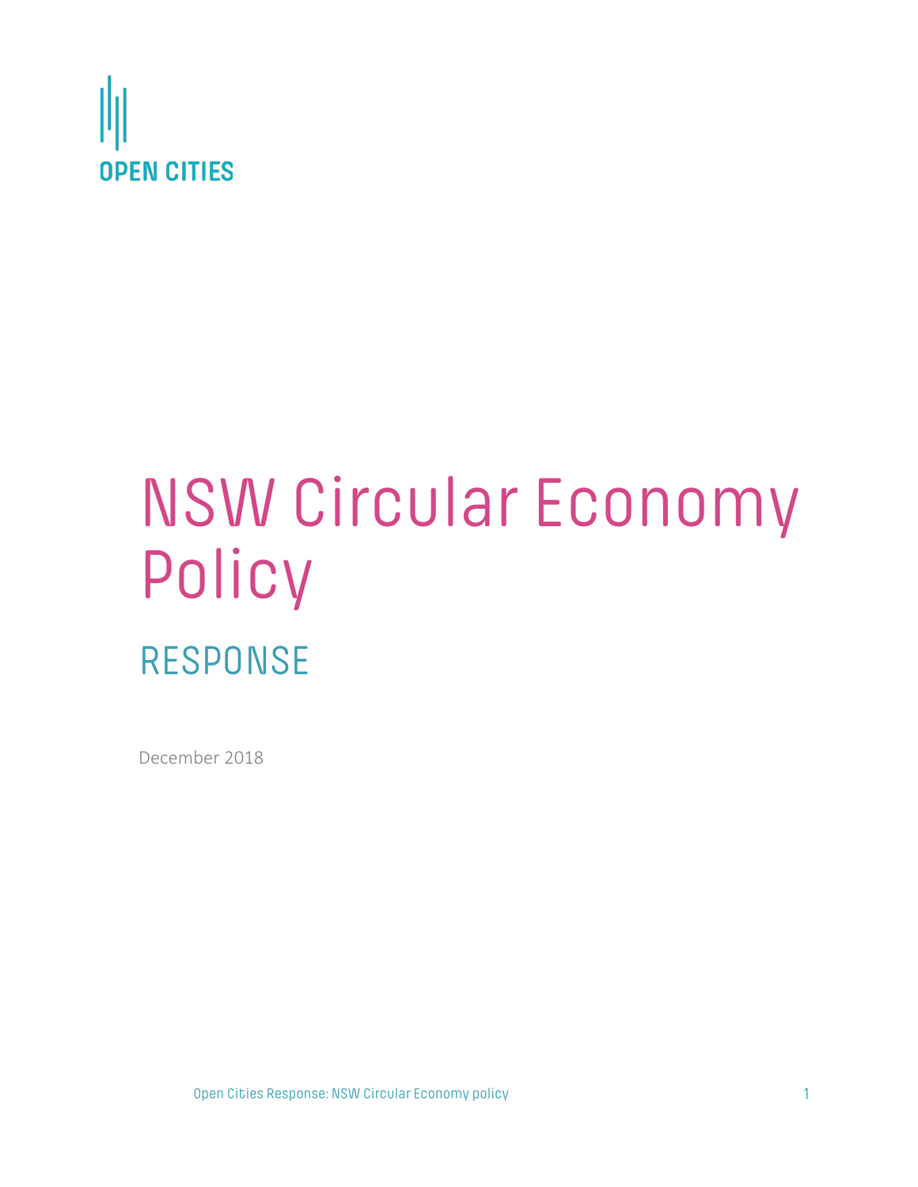OPEN CITIES

# NSW Circular Economy Policy

## RESPONSE

December 2018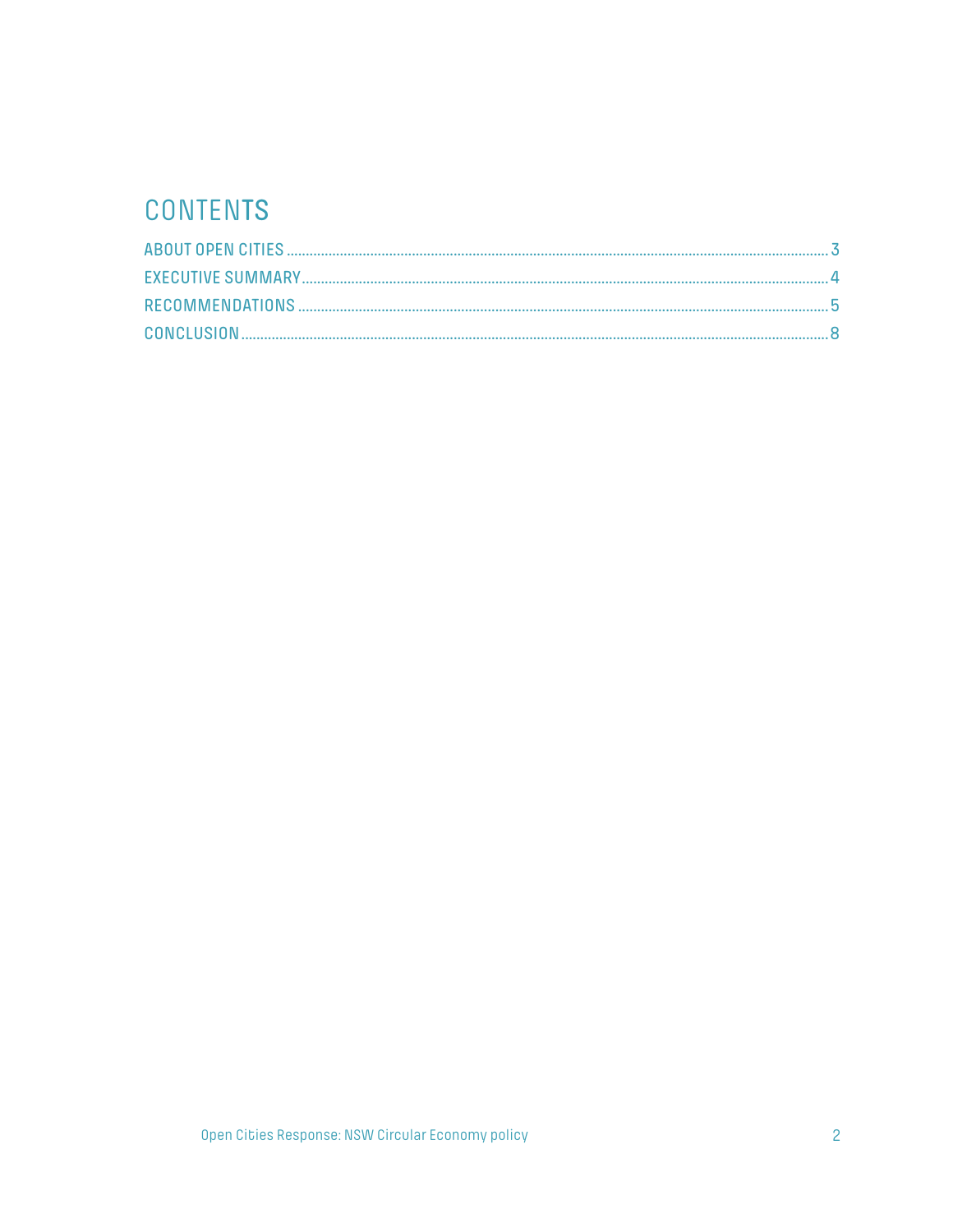# CONTENTS

ABOUT OPEN CITIES .......... 3

EXECUTIVE SUMMARY .......... 4

RECOMMENDATIONS .......... 5

CONCLUSION .......... 8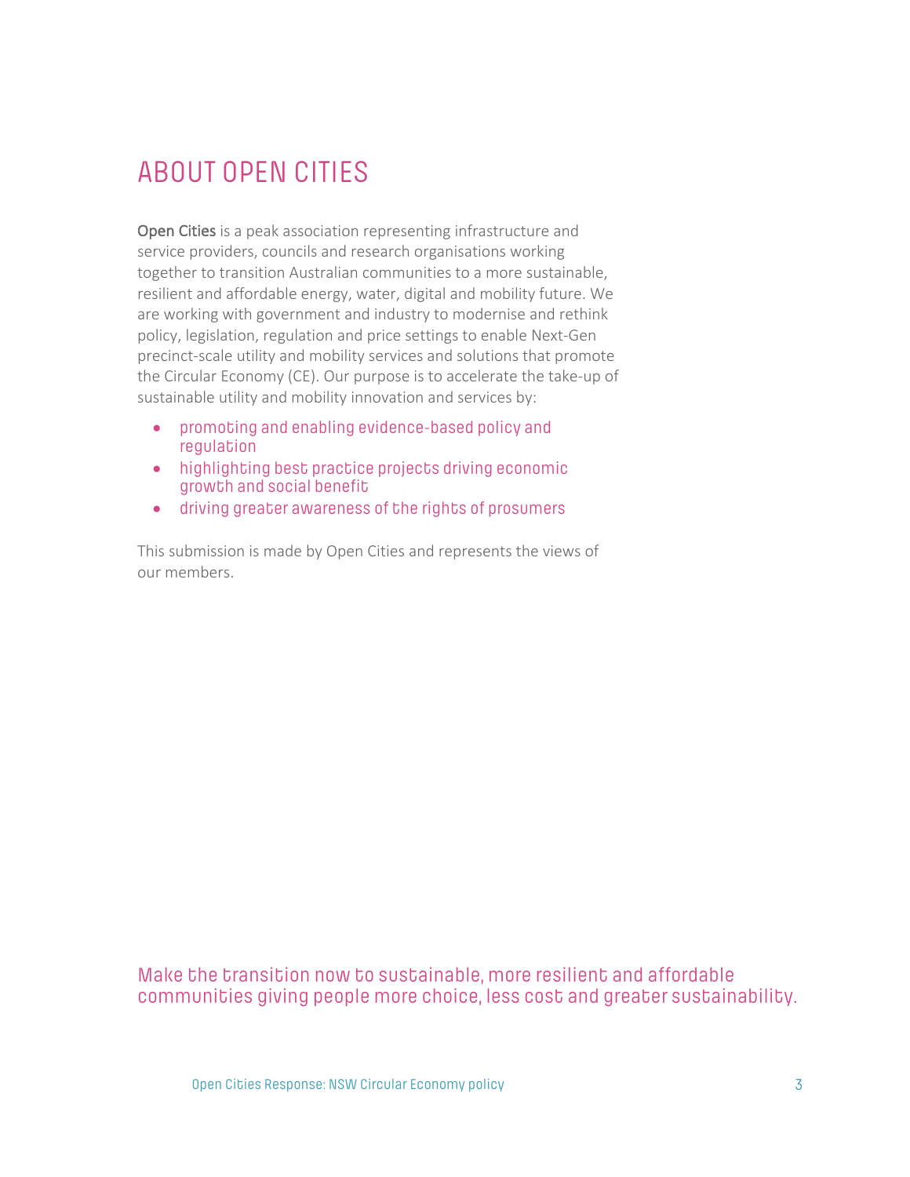# ABOUT OPEN CITIES

**Open Cities** is a peak association representing infrastructure and service providers, councils and research organisations working together to transition Australian communities to a more sustainable, resilient and affordable energy, water, digital and mobility future. We are working with government and industry to modernise and rethink policy, legislation, regulation and price settings to enable Next-Gen precinct-scale utility and mobility services and solutions that promote the Circular Economy (CE). Our purpose is to accelerate the take-up of sustainable utility and mobility innovation and services by:

- promoting and enabling evidence-based policy and regulation
- highlighting best practice projects driving economic growth and social benefit
- driving greater awareness of the rights of prosumers

This submission is made by Open Cities and represents the views of our members.

Make the transition now to sustainable, more resilient and affordable communities giving people more choice, less cost and greater sustainability.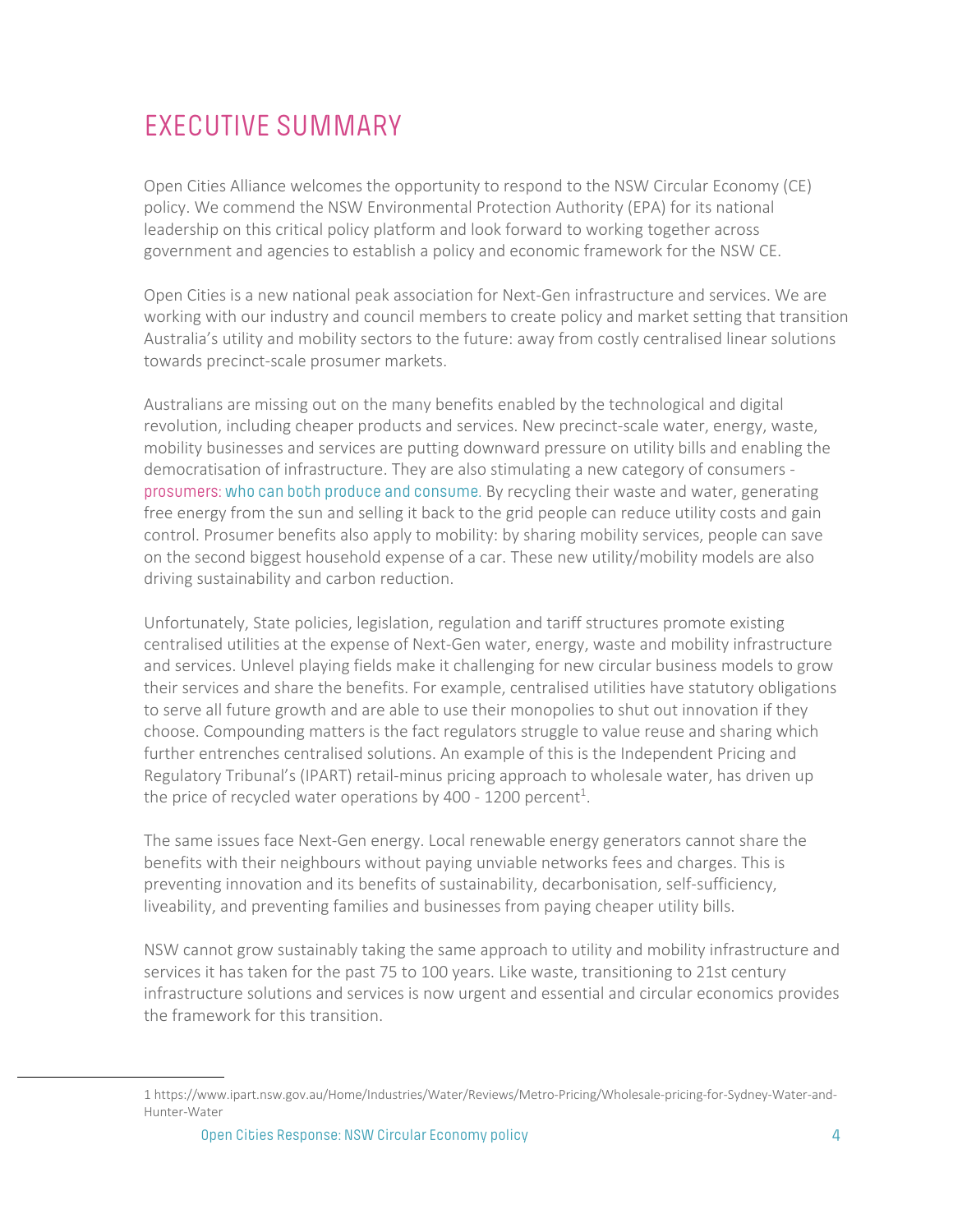# EXECUTIVE SUMMARY

Open Cities Alliance welcomes the opportunity to respond to the NSW Circular Economy (CE) policy. We commend the NSW Environmental Protection Authority (EPA) for its national leadership on this critical policy platform and look forward to working together across government and agencies to establish a policy and economic framework for the NSW CE.

Open Cities is a new national peak association for Next-Gen infrastructure and services. We are working with our industry and council members to create policy and market setting that transition Australia's utility and mobility sectors to the future: away from costly centralised linear solutions towards precinct-scale prosumer markets.

Australians are missing out on the many benefits enabled by the technological and digital revolution, including cheaper products and services. New precinct-scale water, energy, waste, mobility businesses and services are putting downward pressure on utility bills and enabling the democratisation of infrastructure. They are also stimulating a new category of consumers - prosumers: who can both produce and consume. By recycling their waste and water, generating free energy from the sun and selling it back to the grid people can reduce utility costs and gain control. Prosumer benefits also apply to mobility: by sharing mobility services, people can save on the second biggest household expense of a car. These new utility/mobility models are also driving sustainability and carbon reduction.

Unfortunately, State policies, legislation, regulation and tariff structures promote existing centralised utilities at the expense of Next-Gen water, energy, waste and mobility infrastructure and services. Unlevel playing fields make it challenging for new circular business models to grow their services and share the benefits. For example, centralised utilities have statutory obligations to serve all future growth and are able to use their monopolies to shut out innovation if they choose. Compounding matters is the fact regulators struggle to value reuse and sharing which further entrenches centralised solutions. An example of this is the Independent Pricing and Regulatory Tribunal's (IPART) retail-minus pricing approach to wholesale water, has driven up the price of recycled water operations by 400 - 1200 percent[1].

The same issues face Next-Gen energy. Local renewable energy generators cannot share the benefits with their neighbours without paying unviable networks fees and charges. This is preventing innovation and its benefits of sustainability, decarbonisation, self-sufficiency, liveability, and preventing families and businesses from paying cheaper utility bills.

NSW cannot grow sustainably taking the same approach to utility and mobility infrastructure and services it has taken for the past 75 to 100 years. Like waste, transitioning to 21st century infrastructure solutions and services is now urgent and essential and circular economics provides the framework for this transition.

---

1 https://www.ipart.nsw.gov.au/Home/Industries/Water/Reviews/Metro-Pricing/Wholesale-pricing-for-Sydney-Water-and-Hunter-Water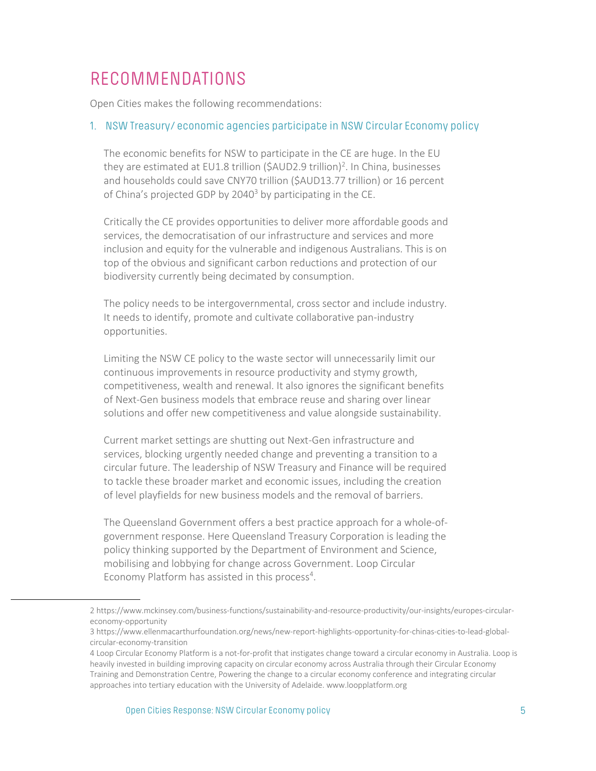# RECOMMENDATIONS

Open Cities makes the following recommendations:

## 1. NSW Treasury/ economic agencies participate in NSW Circular Economy policy

The economic benefits for NSW to participate in the CE are huge. In the EU they are estimated at EU1.8 trillion ($AUD2.9 trillion)[2]. In China, businesses and households could save CNY70 trillion ($AUD13.77 trillion) or 16 percent of China's projected GDP by 2040[3] by participating in the CE.

Critically the CE provides opportunities to deliver more affordable goods and services, the democratisation of our infrastructure and services and more inclusion and equity for the vulnerable and indigenous Australians. This is on top of the obvious and significant carbon reductions and protection of our biodiversity currently being decimated by consumption.

The policy needs to be intergovernmental, cross sector and include industry. It needs to identify, promote and cultivate collaborative pan-industry opportunities.

Limiting the NSW CE policy to the waste sector will unnecessarily limit our continuous improvements in resource productivity and stymy growth, competitiveness, wealth and renewal. It also ignores the significant benefits of Next-Gen business models that embrace reuse and sharing over linear solutions and offer new competitiveness and value alongside sustainability.

Current market settings are shutting out Next-Gen infrastructure and services, blocking urgently needed change and preventing a transition to a circular future. The leadership of NSW Treasury and Finance will be required to tackle these broader market and economic issues, including the creation of level playfields for new business models and the removal of barriers.

The Queensland Government offers a best practice approach for a whole-of-government response. Here Queensland Treasury Corporation is leading the policy thinking supported by the Department of Environment and Science, mobilising and lobbying for change across Government. Loop Circular Economy Platform has assisted in this process[4].

---

2 https://www.mckinsey.com/business-functions/sustainability-and-resource-productivity/our-insights/europes-circular-economy-opportunity

3 https://www.ellenmacarthurfoundation.org/news/new-report-highlights-opportunity-for-chinas-cities-to-lead-global-circular-economy-transition

4 Loop Circular Economy Platform is a not-for-profit that instigates change toward a circular economy in Australia. Loop is heavily invested in building improving capacity on circular economy across Australia through their Circular Economy Training and Demonstration Centre, Powering the change to a circular economy conference and integrating circular approaches into tertiary education with the University of Adelaide. www.loopplatform.org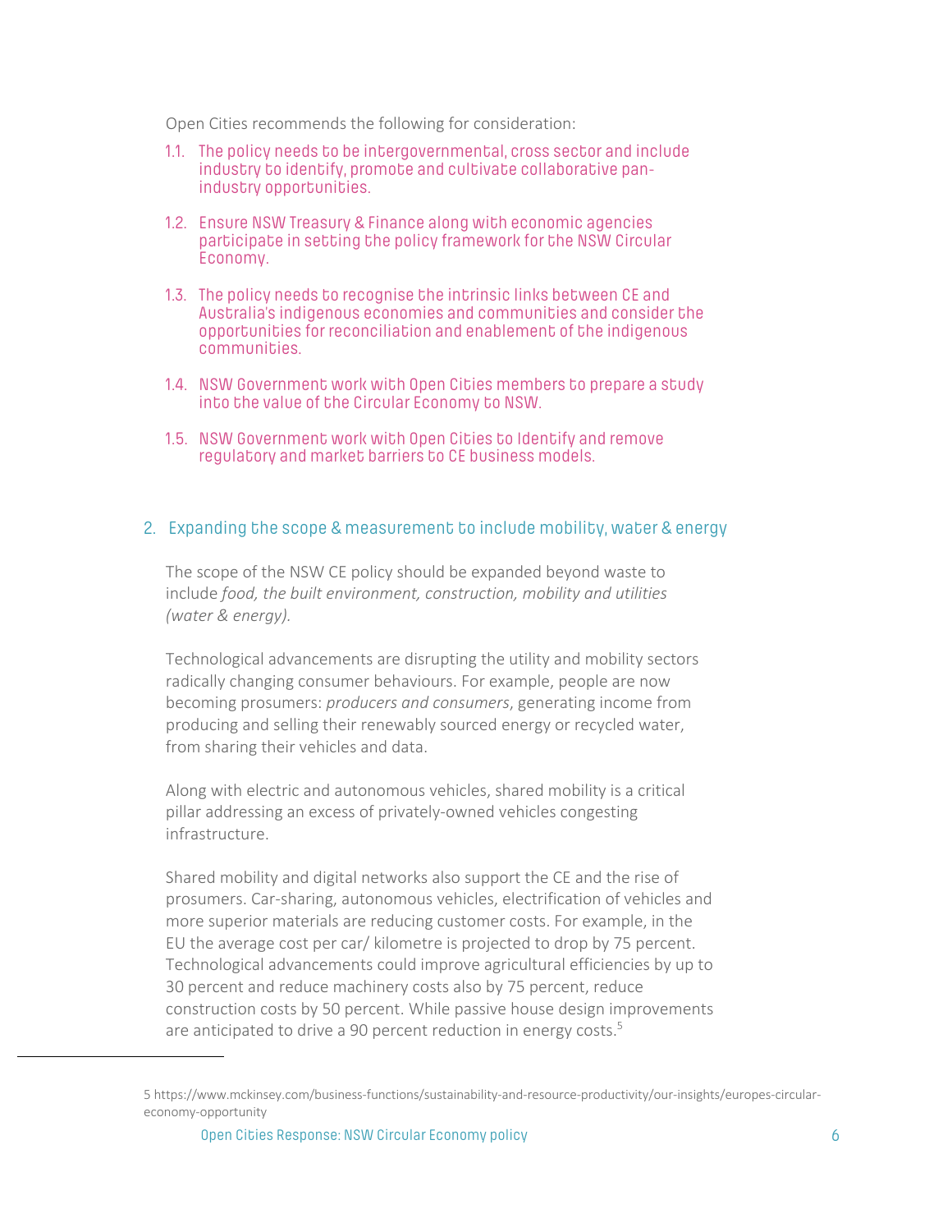Open Cities recommends the following for consideration:

1.1. The policy needs to be intergovernmental, cross sector and include industry to identify, promote and cultivate collaborative pan-industry opportunities.

1.2. Ensure NSW Treasury & Finance along with economic agencies participate in setting the policy framework for the NSW Circular Economy.

1.3. The policy needs to recognise the intrinsic links between CE and Australia's indigenous economies and communities and consider the opportunities for reconciliation and enablement of the indigenous communities.

1.4. NSW Government work with Open Cities members to prepare a study into the value of the Circular Economy to NSW.

1.5. NSW Government work with Open Cities to Identify and remove regulatory and market barriers to CE business models.

## 2. Expanding the scope & measurement to include mobility, water & energy

The scope of the NSW CE policy should be expanded beyond waste to include *food, the built environment, construction, mobility and utilities (water & energy).*

Technological advancements are disrupting the utility and mobility sectors radically changing consumer behaviours. For example, people are now becoming prosumers: *producers and consumers*, generating income from producing and selling their renewably sourced energy or recycled water, from sharing their vehicles and data.

Along with electric and autonomous vehicles, shared mobility is a critical pillar addressing an excess of privately-owned vehicles congesting infrastructure.

Shared mobility and digital networks also support the CE and the rise of prosumers. Car-sharing, autonomous vehicles, electrification of vehicles and more superior materials are reducing customer costs. For example, in the EU the average cost per car/ kilometre is projected to drop by 75 percent. Technological advancements could improve agricultural efficiencies by up to 30 percent and reduce machinery costs also by 75 percent, reduce construction costs by 50 percent. While passive house design improvements are anticipated to drive a 90 percent reduction in energy costs.[5]

---

5 https://www.mckinsey.com/business-functions/sustainability-and-resource-productivity/our-insights/europes-circular-economy-opportunity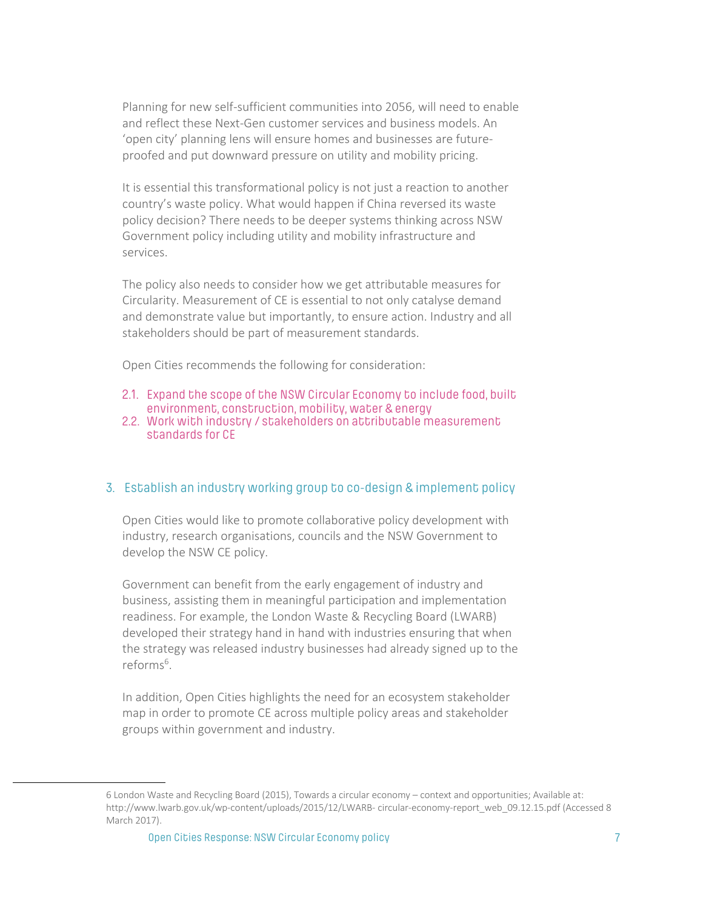Planning for new self-sufficient communities into 2056, will need to enable and reflect these Next-Gen customer services and business models. An 'open city' planning lens will ensure homes and businesses are future-proofed and put downward pressure on utility and mobility pricing.

It is essential this transformational policy is not just a reaction to another country's waste policy. What would happen if China reversed its waste policy decision? There needs to be deeper systems thinking across NSW Government policy including utility and mobility infrastructure and services.

The policy also needs to consider how we get attributable measures for Circularity. Measurement of CE is essential to not only catalyse demand and demonstrate value but importantly, to ensure action. Industry and all stakeholders should be part of measurement standards.

Open Cities recommends the following for consideration:

2.1. Expand the scope of the NSW Circular Economy to include food, built environment, construction, mobility, water & energy
2.2. Work with industry / stakeholders on attributable measurement standards for CE

## 3. Establish an industry working group to co-design & implement policy

Open Cities would like to promote collaborative policy development with industry, research organisations, councils and the NSW Government to develop the NSW CE policy.

Government can benefit from the early engagement of industry and business, assisting them in meaningful participation and implementation readiness. For example, the London Waste & Recycling Board (LWARB) developed their strategy hand in hand with industries ensuring that when the strategy was released industry businesses had already signed up to the reforms[6].

In addition, Open Cities highlights the need for an ecosystem stakeholder map in order to promote CE across multiple policy areas and stakeholder groups within government and industry.

---

6 London Waste and Recycling Board (2015), Towards a circular economy – context and opportunities; Available at: http://www.lwarb.gov.uk/wp-content/uploads/2015/12/LWARB- circular-economy-report_web_09.12.15.pdf (Accessed 8 March 2017).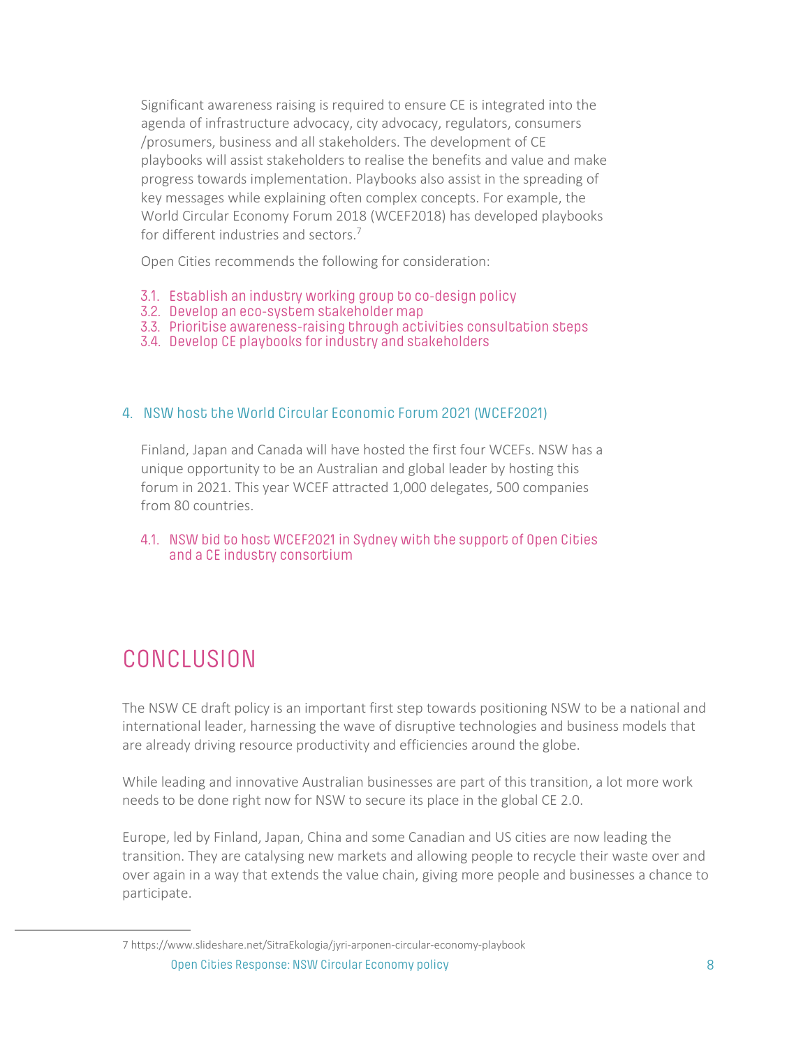Significant awareness raising is required to ensure CE is integrated into the agenda of infrastructure advocacy, city advocacy, regulators, consumers /prosumers, business and all stakeholders. The development of CE playbooks will assist stakeholders to realise the benefits and value and make progress towards implementation. Playbooks also assist in the spreading of key messages while explaining often complex concepts. For example, the World Circular Economy Forum 2018 (WCEF2018) has developed playbooks for different industries and sectors.[7]

Open Cities recommends the following for consideration:

3.1. Establish an industry working group to co-design policy
3.2. Develop an eco-system stakeholder map
3.3. Prioritise awareness-raising through activities consultation steps
3.4. Develop CE playbooks for industry and stakeholders

### 4. NSW host the World Circular Economic Forum 2021 (WCEF2021)

Finland, Japan and Canada will have hosted the first four WCEFs. NSW has a unique opportunity to be an Australian and global leader by hosting this forum in 2021. This year WCEF attracted 1,000 delegates, 500 companies from 80 countries.

4.1. NSW bid to host WCEF2021 in Sydney with the support of Open Cities and a CE industry consortium

## CONCLUSION

The NSW CE draft policy is an important first step towards positioning NSW to be a national and international leader, harnessing the wave of disruptive technologies and business models that are already driving resource productivity and efficiencies around the globe.

While leading and innovative Australian businesses are part of this transition, a lot more work needs to be done right now for NSW to secure its place in the global CE 2.0.

Europe, led by Finland, Japan, China and some Canadian and US cities are now leading the transition. They are catalysing new markets and allowing people to recycle their waste over and over again in a way that extends the value chain, giving more people and businesses a chance to participate.

---

7 https://www.slideshare.net/SitraEkologia/jyri-arponen-circular-economy-playbook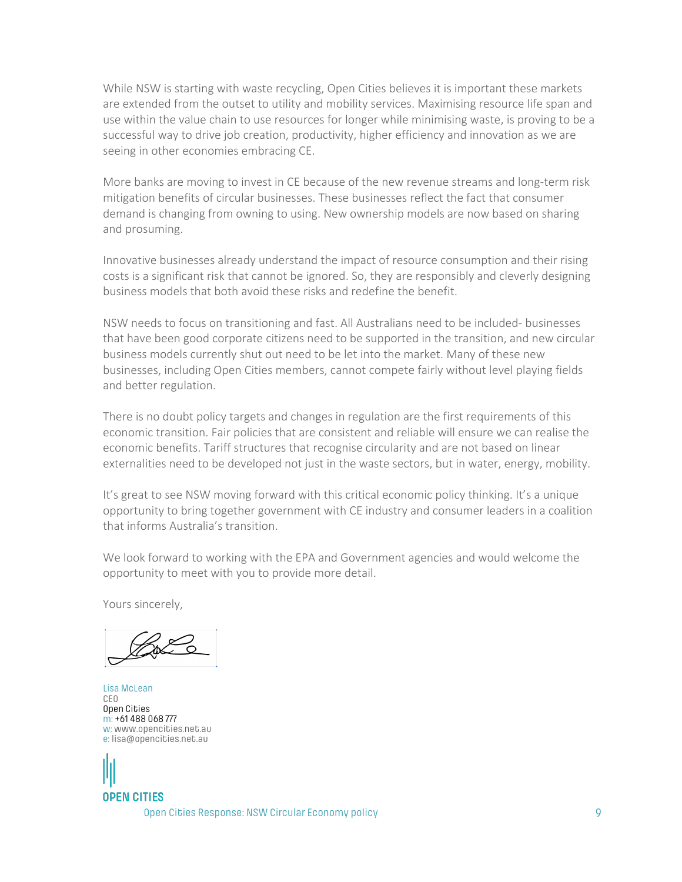While NSW is starting with waste recycling, Open Cities believes it is important these markets are extended from the outset to utility and mobility services. Maximising resource life span and use within the value chain to use resources for longer while minimising waste, is proving to be a successful way to drive job creation, productivity, higher efficiency and innovation as we are seeing in other economies embracing CE.

More banks are moving to invest in CE because of the new revenue streams and long-term risk mitigation benefits of circular businesses. These businesses reflect the fact that consumer demand is changing from owning to using. New ownership models are now based on sharing and prosuming.

Innovative businesses already understand the impact of resource consumption and their rising costs is a significant risk that cannot be ignored. So, they are responsibly and cleverly designing business models that both avoid these risks and redefine the benefit.

NSW needs to focus on transitioning and fast. All Australians need to be included- businesses that have been good corporate citizens need to be supported in the transition, and new circular business models currently shut out need to be let into the market. Many of these new businesses, including Open Cities members, cannot compete fairly without level playing fields and better regulation.

There is no doubt policy targets and changes in regulation are the first requirements of this economic transition. Fair policies that are consistent and reliable will ensure we can realise the economic benefits. Tariff structures that recognise circularity and are not based on linear externalities need to be developed not just in the waste sectors, but in water, energy, mobility.

It's great to see NSW moving forward with this critical economic policy thinking. It's a unique opportunity to bring together government with CE industry and consumer leaders in a coalition that informs Australia's transition.

We look forward to working with the EPA and Government agencies and would welcome the opportunity to meet with you to provide more detail.

Yours sincerely,

Lisa McLean
CEO
Open Cities
m: +61 488 068 777
w: www.opencities.net.au
e: lisa@opencities.net.au

OPEN CITIES